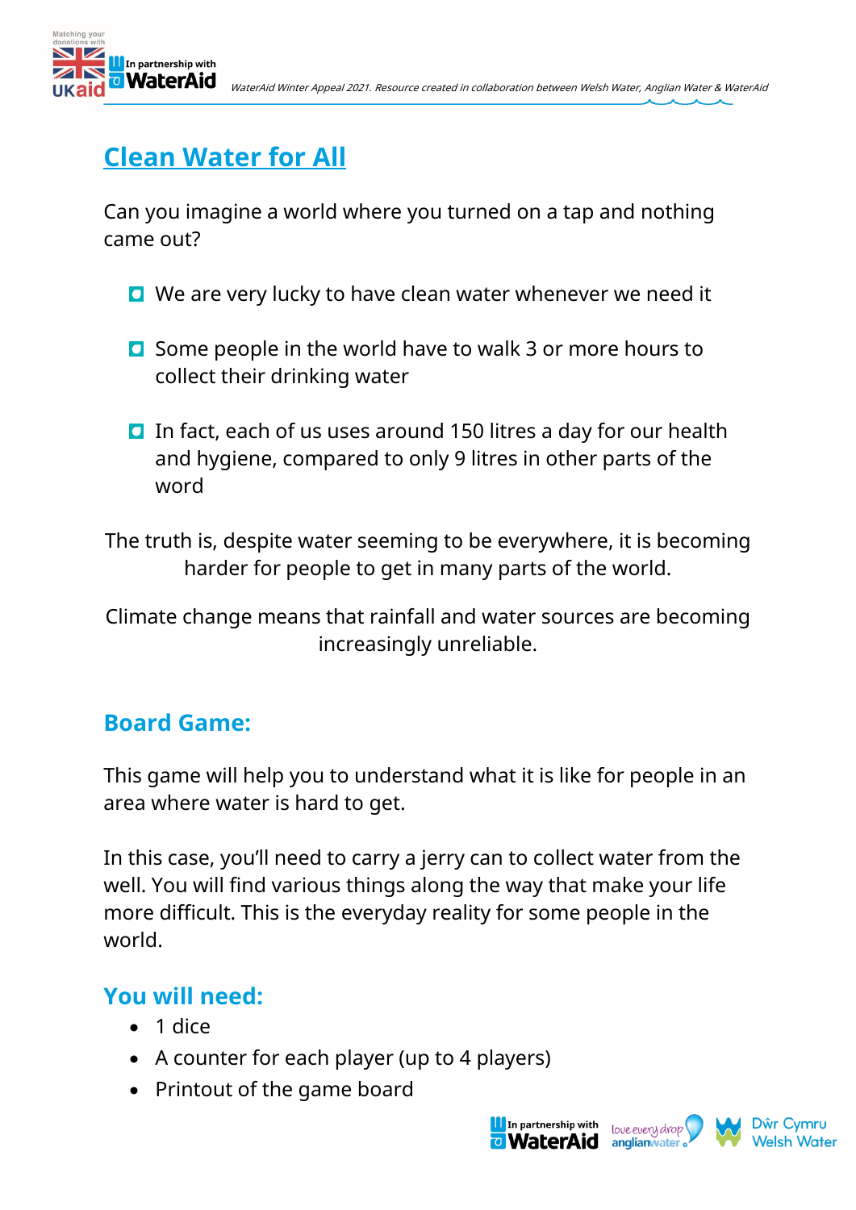# Clean Water for All

Can you imagine a world where you turned on a tap and nothing came out?

- We are very lucky to have clean water whenever we need it
- Some people in the world have to walk 3 or more hours to collect their drinking water
- In fact, each of us uses around 150 litres a day for our health and hygiene, compared to only 9 litres in other parts of the word

The truth is, despite water seeming to be everywhere, it is becoming harder for people to get in many parts of the world.

Climate change means that rainfall and water sources are becoming increasingly unreliable.

## Board Game:

This game will help you to understand what it is like for people in an area where water is hard to get.

In this case, you'll need to carry a jerry can to collect water from the well. You will find various things along the way that make your life more difficult. This is the everyday reality for some people in the world.

## You will need:

- 1 dice
- A counter for each player (up to 4 players)
- Printout of the game board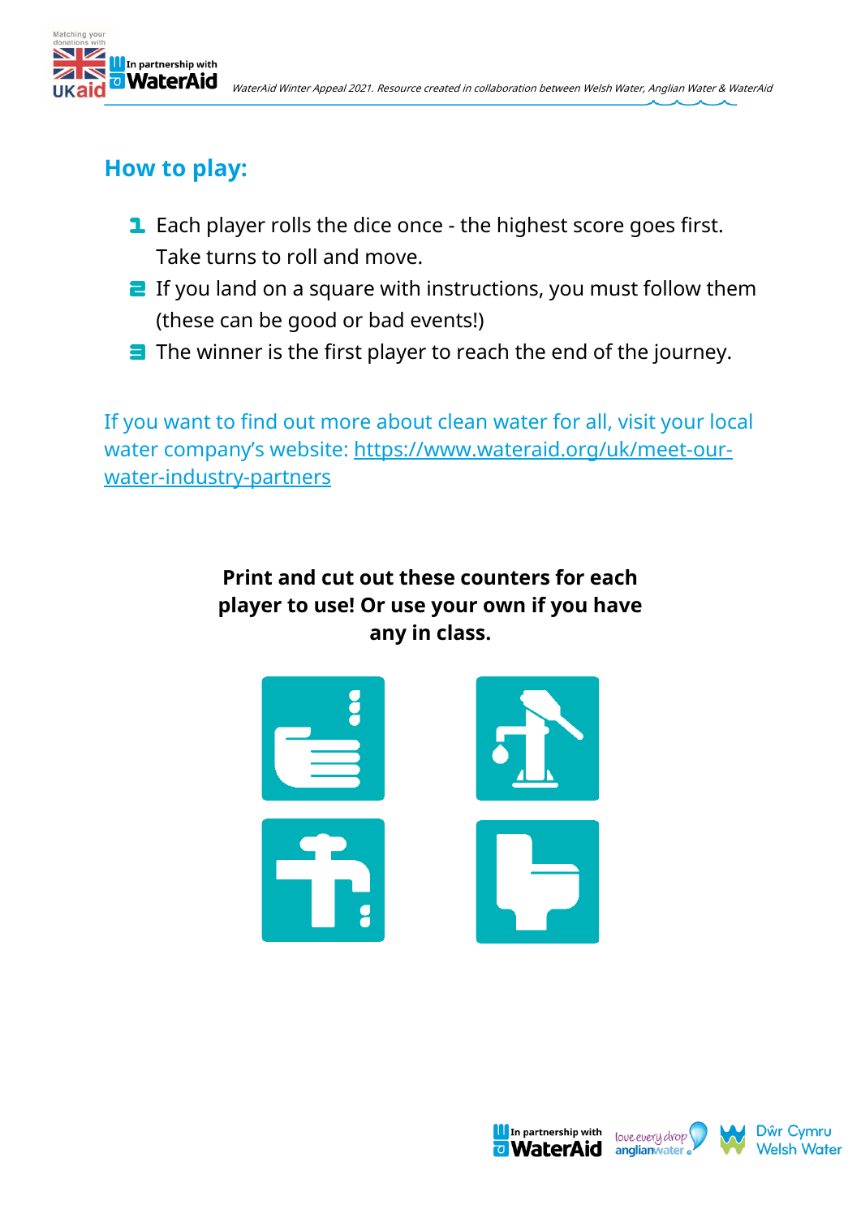## How to play:

1. Each player rolls the dice once - the highest score goes first. Take turns to roll and move.
2. If you land on a square with instructions, you must follow them (these can be good or bad events!)
3. The winner is the first player to reach the end of the journey.

If you want to find out more about clean water for all, visit your local water company's website: https://www.wateraid.org/uk/meet-our-water-industry-partners

**Print and cut out these counters for each player to use! Or use your own if you have any in class.**